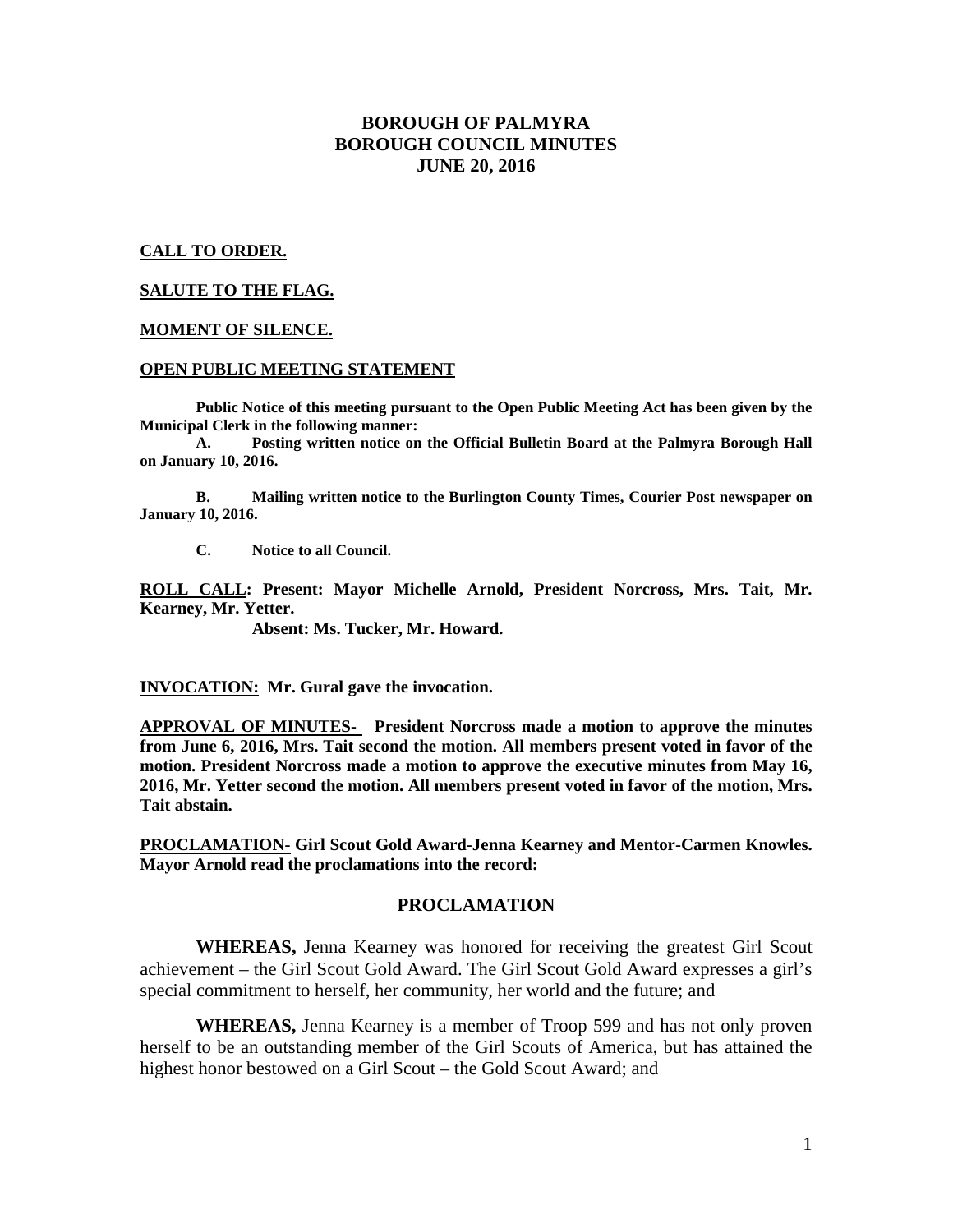# BOROUGH OF PALMYRA
# BOROUGH COUNCIL MINUTES
# JUNE 20, 2016

**CALL TO ORDER.**

**SALUTE TO THE FLAG.**

**MOMENT OF SILENCE.**

**OPEN PUBLIC MEETING STATEMENT**

**Public Notice of this meeting pursuant to the Open Public Meeting Act has been given by the Municipal Clerk in the following manner:**

**A. Posting written notice on the Official Bulletin Board at the Palmyra Borough Hall on January 10, 2016.**

**B. Mailing written notice to the Burlington County Times, Courier Post newspaper on January 10, 2016.**

**C. Notice to all Council.**

**ROLL CALL: Present: Mayor Michelle Arnold, President Norcross, Mrs. Tait, Mr. Kearney, Mr. Yetter.**

**Absent: Ms. Tucker, Mr. Howard.**

**INVOCATION: Mr. Gural gave the invocation.**

**APPROVAL OF MINUTES- President Norcross made a motion to approve the minutes from June 6, 2016, Mrs. Tait second the motion. All members present voted in favor of the motion. President Norcross made a motion to approve the executive minutes from May 16, 2016, Mr. Yetter second the motion. All members present voted in favor of the motion, Mrs. Tait abstain.**

**PROCLAMATION- Girl Scout Gold Award-Jenna Kearney and Mentor-Carmen Knowles. Mayor Arnold read the proclamations into the record:**

## PROCLAMATION

**WHEREAS,** Jenna Kearney was honored for receiving the greatest Girl Scout achievement – the Girl Scout Gold Award. The Girl Scout Gold Award expresses a girl's special commitment to herself, her community, her world and the future; and

**WHEREAS,** Jenna Kearney is a member of Troop 599 and has not only proven herself to be an outstanding member of the Girl Scouts of America, but has attained the highest honor bestowed on a Girl Scout – the Gold Scout Award; and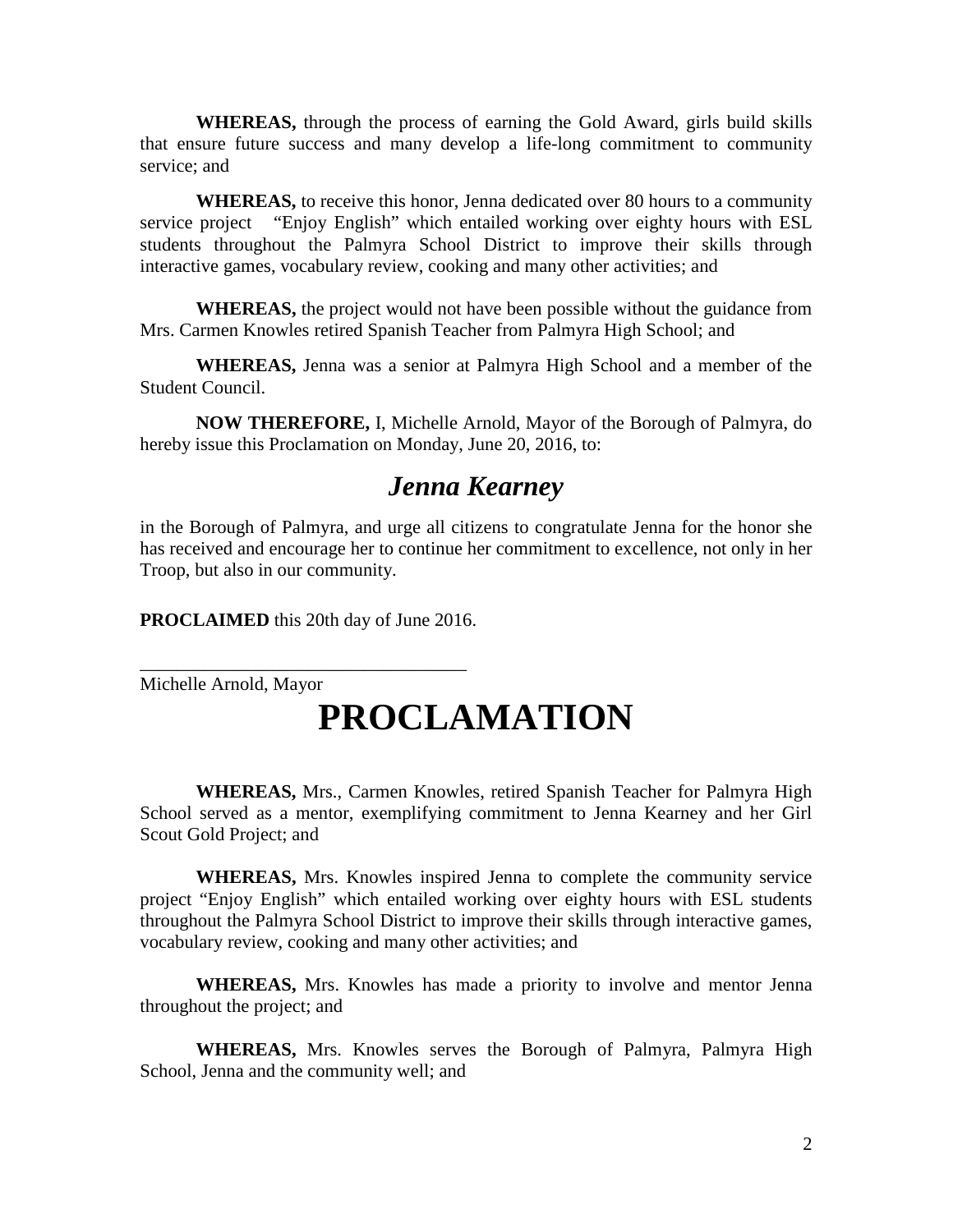**WHEREAS,** through the process of earning the Gold Award, girls build skills that ensure future success and many develop a life-long commitment to community service; and

**WHEREAS,** to receive this honor, Jenna dedicated over 80 hours to a community service project "Enjoy English" which entailed working over eighty hours with ESL students throughout the Palmyra School District to improve their skills through interactive games, vocabulary review, cooking and many other activities; and

**WHEREAS,** the project would not have been possible without the guidance from Mrs. Carmen Knowles retired Spanish Teacher from Palmyra High School; and

**WHEREAS,** Jenna was a senior at Palmyra High School and a member of the Student Council.

**NOW THEREFORE,** I, Michelle Arnold, Mayor of the Borough of Palmyra, do hereby issue this Proclamation on Monday, June 20, 2016, to:

## *Jenna Kearney*

in the Borough of Palmyra, and urge all citizens to congratulate Jenna for the honor she has received and encourage her to continue her commitment to excellence, not only in her Troop, but also in our community.

**PROCLAIMED** this 20th day of June 2016.

___________________________________

Michelle Arnold, Mayor

# PROCLAMATION

**WHEREAS,** Mrs., Carmen Knowles, retired Spanish Teacher for Palmyra High School served as a mentor, exemplifying commitment to Jenna Kearney and her Girl Scout Gold Project; and

**WHEREAS,** Mrs. Knowles inspired Jenna to complete the community service project "Enjoy English" which entailed working over eighty hours with ESL students throughout the Palmyra School District to improve their skills through interactive games, vocabulary review, cooking and many other activities; and

**WHEREAS,** Mrs. Knowles has made a priority to involve and mentor Jenna throughout the project; and

**WHEREAS,** Mrs. Knowles serves the Borough of Palmyra, Palmyra High School, Jenna and the community well; and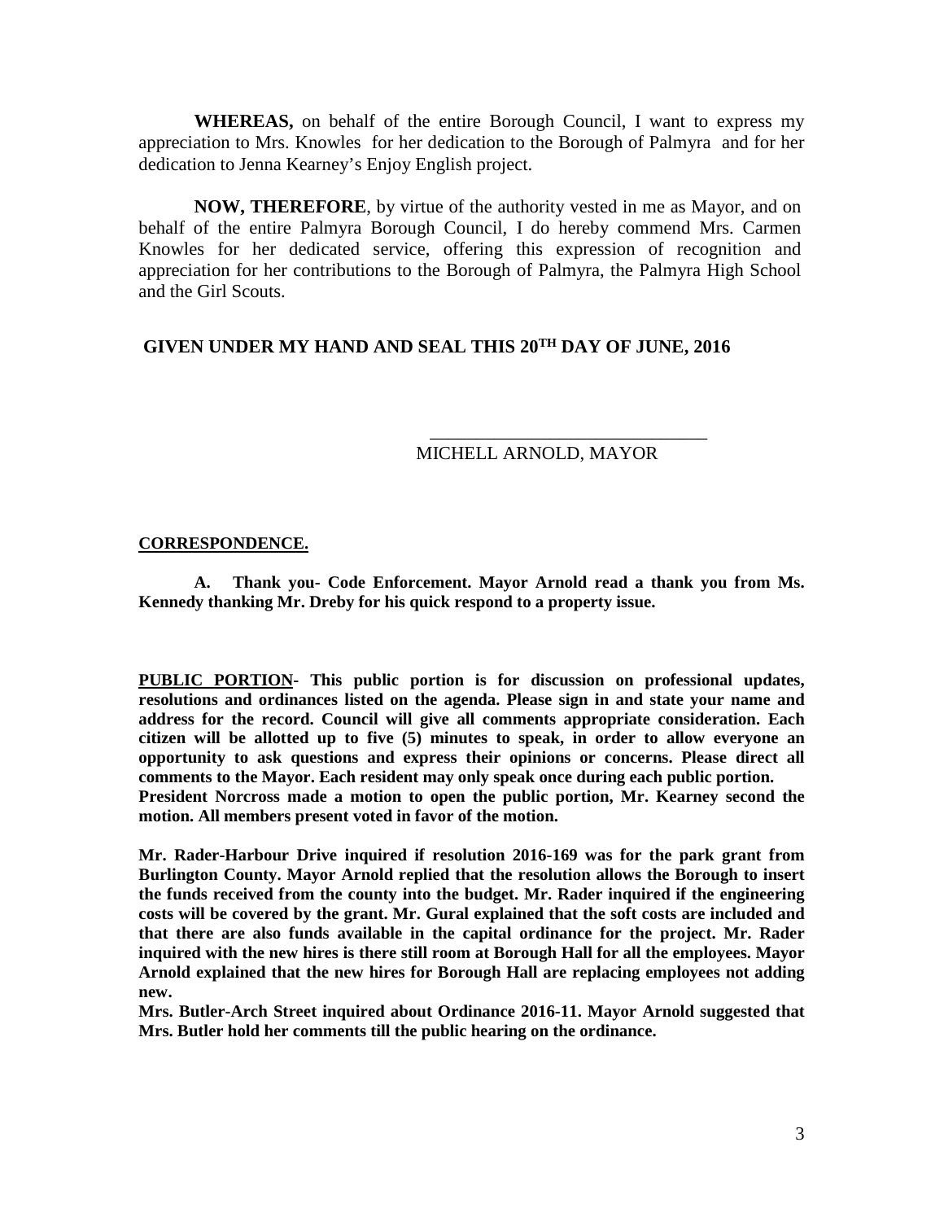**WHEREAS,** on behalf of the entire Borough Council, I want to express my appreciation to Mrs. Knowles for her dedication to the Borough of Palmyra and for her dedication to Jenna Kearney's Enjoy English project.

**NOW, THEREFORE**, by virtue of the authority vested in me as Mayor, and on behalf of the entire Palmyra Borough Council, I do hereby commend Mrs. Carmen Knowles for her dedicated service, offering this expression of recognition and appreciation for her contributions to the Borough of Palmyra, the Palmyra High School and the Girl Scouts.

**GIVEN UNDER MY HAND AND SEAL THIS 20TH DAY OF JUNE, 2016**

\_\_\_\_\_\_\_\_\_\_\_\_\_\_\_\_\_\_\_\_\_\_\_\_\_\_\_\_\_\_

MICHELL ARNOLD, MAYOR

**CORRESPONDENCE.**

**A. Thank you- Code Enforcement. Mayor Arnold read a thank you from Ms. Kennedy thanking Mr. Dreby for his quick respond to a property issue.**

**PUBLIC PORTION- This public portion is for discussion on professional updates, resolutions and ordinances listed on the agenda. Please sign in and state your name and address for the record. Council will give all comments appropriate consideration. Each citizen will be allotted up to five (5) minutes to speak, in order to allow everyone an opportunity to ask questions and express their opinions or concerns. Please direct all comments to the Mayor. Each resident may only speak once during each public portion.**
**President Norcross made a motion to open the public portion, Mr. Kearney second the motion. All members present voted in favor of the motion.**

**Mr. Rader-Harbour Drive inquired if resolution 2016-169 was for the park grant from Burlington County. Mayor Arnold replied that the resolution allows the Borough to insert the funds received from the county into the budget. Mr. Rader inquired if the engineering costs will be covered by the grant. Mr. Gural explained that the soft costs are included and that there are also funds available in the capital ordinance for the project. Mr. Rader inquired with the new hires is there still room at Borough Hall for all the employees. Mayor Arnold explained that the new hires for Borough Hall are replacing employees not adding new.**
**Mrs. Butler-Arch Street inquired about Ordinance 2016-11. Mayor Arnold suggested that Mrs. Butler hold her comments till the public hearing on the ordinance.**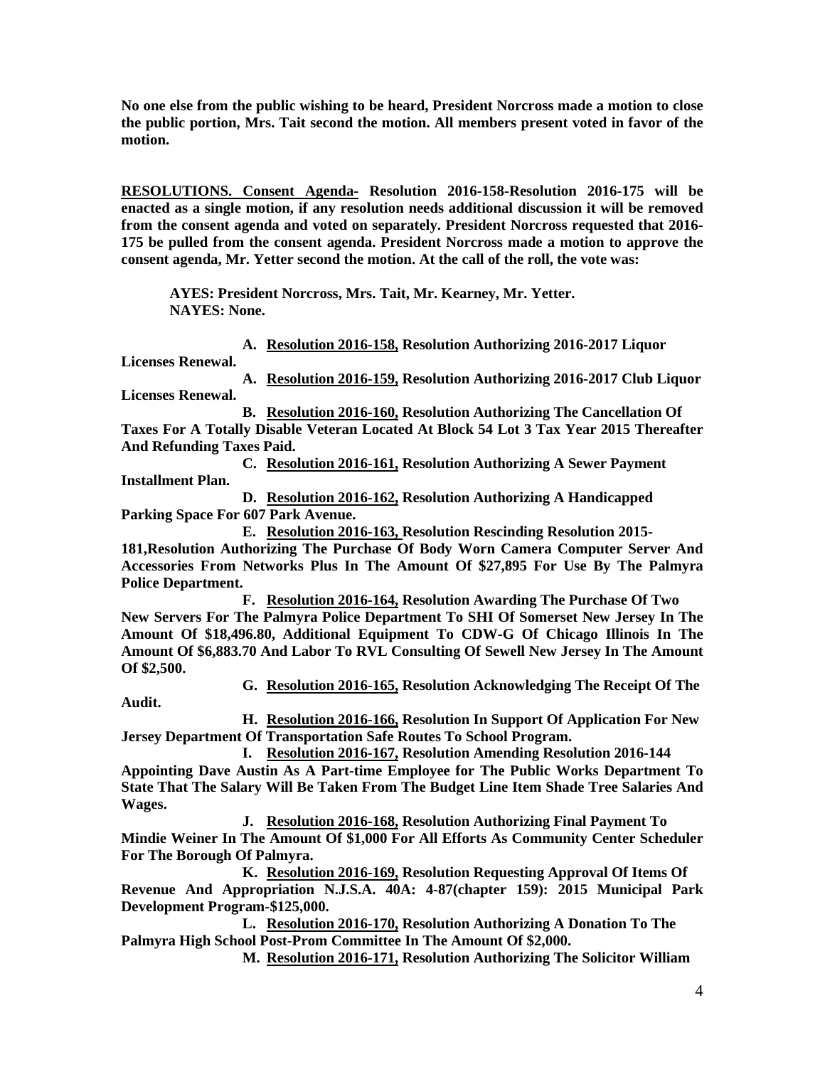**No one else from the public wishing to be heard, President Norcross made a motion to close the public portion, Mrs. Tait second the motion. All members present voted in favor of the motion.**

**<u>RESOLUTIONS. Consent Agenda-</u> Resolution 2016-158-Resolution 2016-175 will be enacted as a single motion, if any resolution needs additional discussion it will be removed from the consent agenda and voted on separately. President Norcross requested that 2016-175 be pulled from the consent agenda. President Norcross made a motion to approve the consent agenda, Mr. Yetter second the motion. At the call of the roll, the vote was:**

**AYES: President Norcross, Mrs. Tait, Mr. Kearney, Mr. Yetter.**
**NAYES: None.**

**A. <u>Resolution 2016-158,</u> Resolution Authorizing 2016-2017 Liquor Licenses Renewal.**

**A. <u>Resolution 2016-159,</u> Resolution Authorizing 2016-2017 Club Liquor Licenses Renewal.**

**B. <u>Resolution 2016-160,</u> Resolution Authorizing The Cancellation Of Taxes For A Totally Disable Veteran Located At Block 54 Lot 3 Tax Year 2015 Thereafter And Refunding Taxes Paid.**

**C. <u>Resolution 2016-161,</u> Resolution Authorizing A Sewer Payment Installment Plan.**

**D. <u>Resolution 2016-162,</u> Resolution Authorizing A Handicapped Parking Space For 607 Park Avenue.**

**E. <u>Resolution 2016-163,</u> Resolution Rescinding Resolution 2015-181,Resolution Authorizing The Purchase Of Body Worn Camera Computer Server And Accessories From Networks Plus In The Amount Of $27,895 For Use By The Palmyra Police Department.**

**F. <u>Resolution 2016-164,</u> Resolution Awarding The Purchase Of Two New Servers For The Palmyra Police Department To SHI Of Somerset New Jersey In The Amount Of $18,496.80, Additional Equipment To CDW-G Of Chicago Illinois In The Amount Of $6,883.70 And Labor To RVL Consulting Of Sewell New Jersey In The Amount Of $2,500.**

**G. <u>Resolution 2016-165,</u> Resolution Acknowledging The Receipt Of The Audit.**

**H. <u>Resolution 2016-166,</u> Resolution In Support Of Application For New Jersey Department Of Transportation Safe Routes To School Program.**

**I. <u>Resolution 2016-167,</u> Resolution Amending Resolution 2016-144 Appointing Dave Austin As A Part-time Employee for The Public Works Department To State That The Salary Will Be Taken From The Budget Line Item Shade Tree Salaries And Wages.**

**J. <u>Resolution 2016-168,</u> Resolution Authorizing Final Payment To Mindie Weiner In The Amount Of $1,000 For All Efforts As Community Center Scheduler For The Borough Of Palmyra.**

**K. <u>Resolution 2016-169,</u> Resolution Requesting Approval Of Items Of Revenue And Appropriation N.J.S.A. 40A: 4-87(chapter 159): 2015 Municipal Park Development Program-$125,000.**

**L. <u>Resolution 2016-170,</u> Resolution Authorizing A Donation To The Palmyra High School Post-Prom Committee In The Amount Of $2,000.**

**M. <u>Resolution 2016-171,</u> Resolution Authorizing The Solicitor William**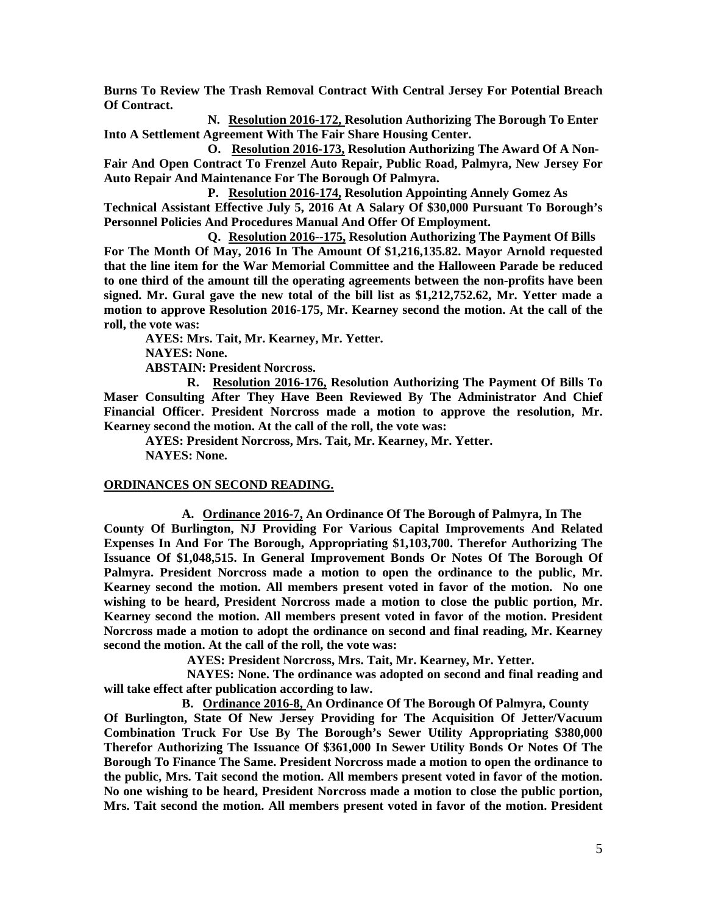**Burns To Review The Trash Removal Contract With Central Jersey For Potential Breach Of Contract.**

**N. <u>Resolution 2016-172,</u> Resolution Authorizing The Borough To Enter Into A Settlement Agreement With The Fair Share Housing Center.**

**O. <u>Resolution 2016-173,</u> Resolution Authorizing The Award Of A Non-Fair And Open Contract To Frenzel Auto Repair, Public Road, Palmyra, New Jersey For Auto Repair And Maintenance For The Borough Of Palmyra.**

**P. <u>Resolution 2016-174,</u> Resolution Appointing Annely Gomez As Technical Assistant Effective July 5, 2016 At A Salary Of $30,000 Pursuant To Borough's Personnel Policies And Procedures Manual And Offer Of Employment.**

**Q. <u>Resolution 2016--175,</u> Resolution Authorizing The Payment Of Bills For The Month Of May, 2016 In The Amount Of $1,216,135.82. Mayor Arnold requested that the line item for the War Memorial Committee and the Halloween Parade be reduced to one third of the amount till the operating agreements between the non-profits have been signed. Mr. Gural gave the new total of the bill list as $1,212,752.62, Mr. Yetter made a motion to approve Resolution 2016-175, Mr. Kearney second the motion. At the call of the roll, the vote was:**

**AYES: Mrs. Tait, Mr. Kearney, Mr. Yetter.**

**NAYES: None.**

**ABSTAIN: President Norcross.**

**R. <u>Resolution 2016-176,</u> Resolution Authorizing The Payment Of Bills To Maser Consulting After They Have Been Reviewed By The Administrator And Chief Financial Officer. President Norcross made a motion to approve the resolution, Mr. Kearney second the motion. At the call of the roll, the vote was:**

**AYES: President Norcross, Mrs. Tait, Mr. Kearney, Mr. Yetter.**

**NAYES: None.**

**<u>ORDINANCES ON SECOND READING.</u>**

**A. <u>Ordinance 2016-7,</u> An Ordinance Of The Borough of Palmyra, In The County Of Burlington, NJ Providing For Various Capital Improvements And Related Expenses In And For The Borough, Appropriating $1,103,700. Therefor Authorizing The Issuance Of $1,048,515. In General Improvement Bonds Or Notes Of The Borough Of Palmyra. President Norcross made a motion to open the ordinance to the public, Mr. Kearney second the motion. All members present voted in favor of the motion. No one wishing to be heard, President Norcross made a motion to close the public portion, Mr. Kearney second the motion. All members present voted in favor of the motion. President Norcross made a motion to adopt the ordinance on second and final reading, Mr. Kearney second the motion. At the call of the roll, the vote was:**

**AYES: President Norcross, Mrs. Tait, Mr. Kearney, Mr. Yetter.**

**NAYES: None. The ordinance was adopted on second and final reading and will take effect after publication according to law.**

**B. <u>Ordinance 2016-8,</u> An Ordinance Of The Borough Of Palmyra, County Of Burlington, State Of New Jersey Providing for The Acquisition Of Jetter/Vacuum Combination Truck For Use By The Borough's Sewer Utility Appropriating $380,000 Therefor Authorizing The Issuance Of $361,000 In Sewer Utility Bonds Or Notes Of The Borough To Finance The Same. President Norcross made a motion to open the ordinance to the public, Mrs. Tait second the motion. All members present voted in favor of the motion. No one wishing to be heard, President Norcross made a motion to close the public portion, Mrs. Tait second the motion. All members present voted in favor of the motion. President**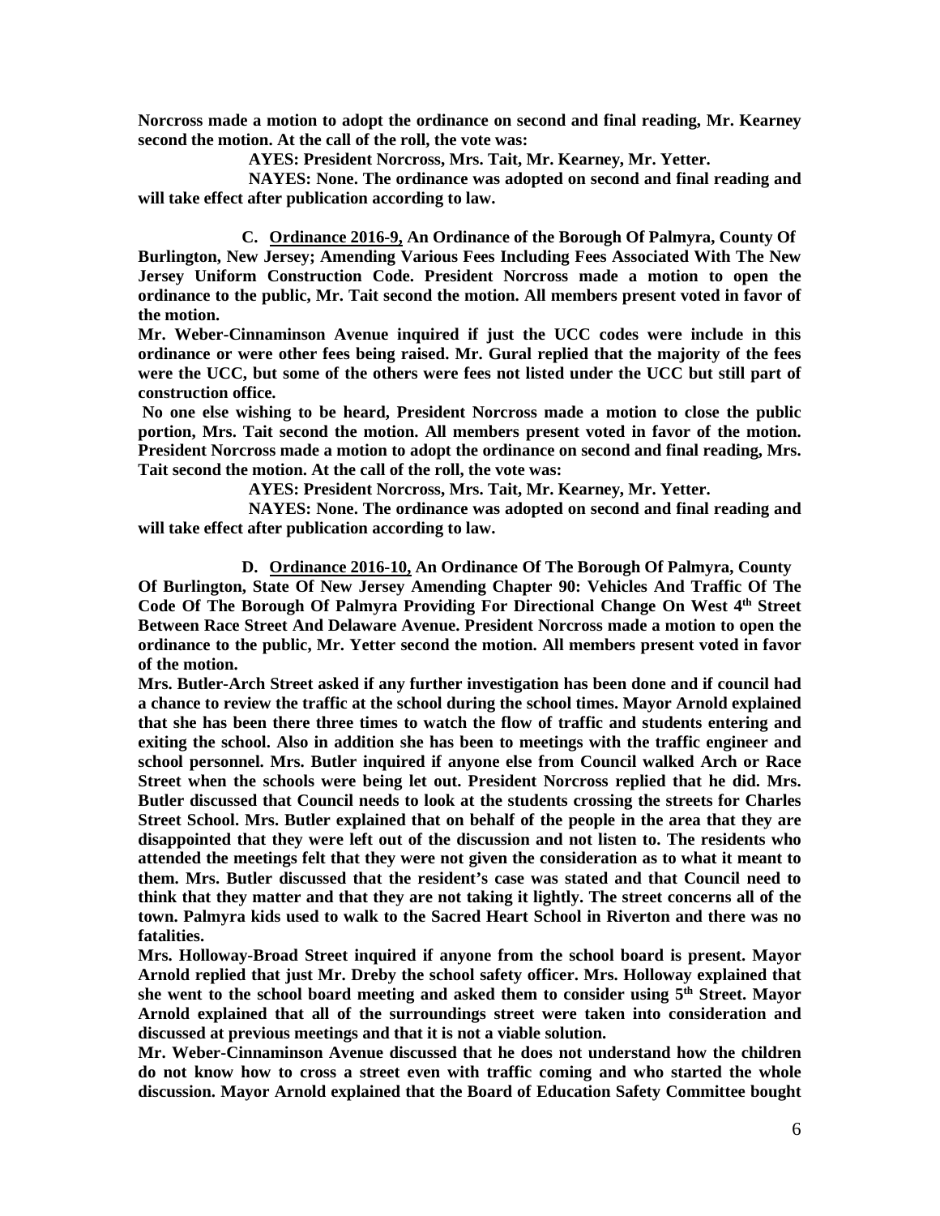**Norcross made a motion to adopt the ordinance on second and final reading, Mr. Kearney second the motion. At the call of the roll, the vote was:**

**AYES: President Norcross, Mrs. Tait, Mr. Kearney, Mr. Yetter.**

**NAYES: None. The ordinance was adopted on second and final reading and will take effect after publication according to law.**

**C. <u>Ordinance 2016-9,</u> An Ordinance of the Borough Of Palmyra, County Of Burlington, New Jersey; Amending Various Fees Including Fees Associated With The New Jersey Uniform Construction Code. President Norcross made a motion to open the ordinance to the public, Mr. Tait second the motion. All members present voted in favor of the motion.**

**Mr. Weber-Cinnaminson Avenue inquired if just the UCC codes were include in this ordinance or were other fees being raised. Mr. Gural replied that the majority of the fees were the UCC, but some of the others were fees not listed under the UCC but still part of construction office.**

**No one else wishing to be heard, President Norcross made a motion to close the public portion, Mrs. Tait second the motion. All members present voted in favor of the motion. President Norcross made a motion to adopt the ordinance on second and final reading, Mrs. Tait second the motion. At the call of the roll, the vote was:**

**AYES: President Norcross, Mrs. Tait, Mr. Kearney, Mr. Yetter.**

**NAYES: None. The ordinance was adopted on second and final reading and will take effect after publication according to law.**

**D. <u>Ordinance 2016-10,</u> An Ordinance Of The Borough Of Palmyra, County Of Burlington, State Of New Jersey Amending Chapter 90: Vehicles And Traffic Of The Code Of The Borough Of Palmyra Providing For Directional Change On West 4th Street Between Race Street And Delaware Avenue. President Norcross made a motion to open the ordinance to the public, Mr. Yetter second the motion. All members present voted in favor of the motion.**

**Mrs. Butler-Arch Street asked if any further investigation has been done and if council had a chance to review the traffic at the school during the school times. Mayor Arnold explained that she has been there three times to watch the flow of traffic and students entering and exiting the school. Also in addition she has been to meetings with the traffic engineer and school personnel. Mrs. Butler inquired if anyone else from Council walked Arch or Race Street when the schools were being let out. President Norcross replied that he did. Mrs. Butler discussed that Council needs to look at the students crossing the streets for Charles Street School. Mrs. Butler explained that on behalf of the people in the area that they are disappointed that they were left out of the discussion and not listen to. The residents who attended the meetings felt that they were not given the consideration as to what it meant to them. Mrs. Butler discussed that the resident's case was stated and that Council need to think that they matter and that they are not taking it lightly. The street concerns all of the town. Palmyra kids used to walk to the Sacred Heart School in Riverton and there was no fatalities.**

**Mrs. Holloway-Broad Street inquired if anyone from the school board is present. Mayor Arnold replied that just Mr. Dreby the school safety officer. Mrs. Holloway explained that she went to the school board meeting and asked them to consider using 5th Street. Mayor Arnold explained that all of the surroundings street were taken into consideration and discussed at previous meetings and that it is not a viable solution.**

**Mr. Weber-Cinnaminson Avenue discussed that he does not understand how the children do not know how to cross a street even with traffic coming and who started the whole discussion. Mayor Arnold explained that the Board of Education Safety Committee bought**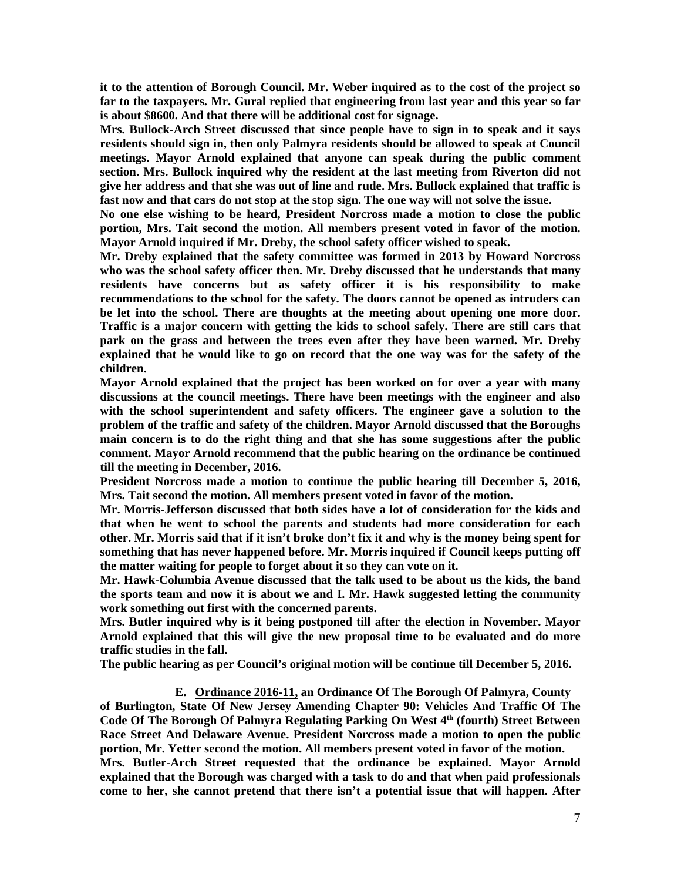**it to the attention of Borough Council. Mr. Weber inquired as to the cost of the project so far to the taxpayers. Mr. Gural replied that engineering from last year and this year so far is about $8600. And that there will be additional cost for signage.**

**Mrs. Bullock-Arch Street discussed that since people have to sign in to speak and it says residents should sign in, then only Palmyra residents should be allowed to speak at Council meetings. Mayor Arnold explained that anyone can speak during the public comment section. Mrs. Bullock inquired why the resident at the last meeting from Riverton did not give her address and that she was out of line and rude. Mrs. Bullock explained that traffic is fast now and that cars do not stop at the stop sign. The one way will not solve the issue.**

**No one else wishing to be heard, President Norcross made a motion to close the public portion, Mrs. Tait second the motion. All members present voted in favor of the motion. Mayor Arnold inquired if Mr. Dreby, the school safety officer wished to speak.**

**Mr. Dreby explained that the safety committee was formed in 2013 by Howard Norcross who was the school safety officer then. Mr. Dreby discussed that he understands that many residents have concerns but as safety officer it is his responsibility to make recommendations to the school for the safety. The doors cannot be opened as intruders can be let into the school. There are thoughts at the meeting about opening one more door. Traffic is a major concern with getting the kids to school safely. There are still cars that park on the grass and between the trees even after they have been warned. Mr. Dreby explained that he would like to go on record that the one way was for the safety of the children.**

**Mayor Arnold explained that the project has been worked on for over a year with many discussions at the council meetings. There have been meetings with the engineer and also with the school superintendent and safety officers. The engineer gave a solution to the problem of the traffic and safety of the children. Mayor Arnold discussed that the Boroughs main concern is to do the right thing and that she has some suggestions after the public comment. Mayor Arnold recommend that the public hearing on the ordinance be continued till the meeting in December, 2016.**

**President Norcross made a motion to continue the public hearing till December 5, 2016, Mrs. Tait second the motion. All members present voted in favor of the motion.**

**Mr. Morris-Jefferson discussed that both sides have a lot of consideration for the kids and that when he went to school the parents and students had more consideration for each other. Mr. Morris said that if it isn't broke don't fix it and why is the money being spent for something that has never happened before. Mr. Morris inquired if Council keeps putting off the matter waiting for people to forget about it so they can vote on it.**

**Mr. Hawk-Columbia Avenue discussed that the talk used to be about us the kids, the band the sports team and now it is about we and I. Mr. Hawk suggested letting the community work something out first with the concerned parents.**

**Mrs. Butler inquired why is it being postponed till after the election in November. Mayor Arnold explained that this will give the new proposal time to be evaluated and do more traffic studies in the fall.**

**The public hearing as per Council's original motion will be continue till December 5, 2016.**

**E. Ordinance 2016-11, an Ordinance Of The Borough Of Palmyra, County of Burlington, State Of New Jersey Amending Chapter 90: Vehicles And Traffic Of The Code Of The Borough Of Palmyra Regulating Parking On West 4th (fourth) Street Between Race Street And Delaware Avenue. President Norcross made a motion to open the public portion, Mr. Yetter second the motion. All members present voted in favor of the motion.**

**Mrs. Butler-Arch Street requested that the ordinance be explained. Mayor Arnold explained that the Borough was charged with a task to do and that when paid professionals come to her, she cannot pretend that there isn't a potential issue that will happen. After**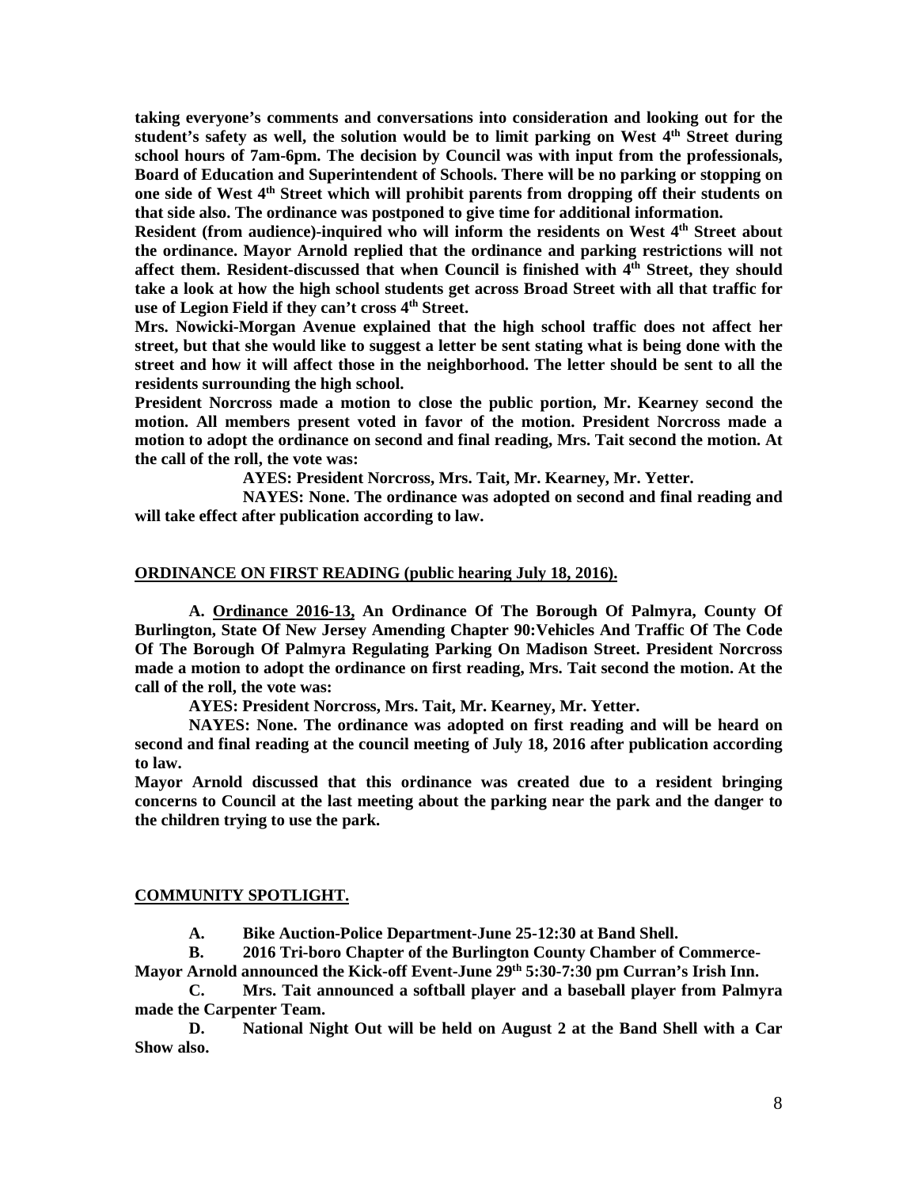**taking everyone's comments and conversations into consideration and looking out for the student's safety as well, the solution would be to limit parking on West 4th Street during school hours of 7am-6pm. The decision by Council was with input from the professionals, Board of Education and Superintendent of Schools. There will be no parking or stopping on one side of West 4th Street which will prohibit parents from dropping off their students on that side also. The ordinance was postponed to give time for additional information.**

**Resident (from audience)-inquired who will inform the residents on West 4th Street about the ordinance. Mayor Arnold replied that the ordinance and parking restrictions will not affect them. Resident-discussed that when Council is finished with 4th Street, they should take a look at how the high school students get across Broad Street with all that traffic for use of Legion Field if they can't cross 4th Street.**

**Mrs. Nowicki-Morgan Avenue explained that the high school traffic does not affect her street, but that she would like to suggest a letter be sent stating what is being done with the street and how it will affect those in the neighborhood. The letter should be sent to all the residents surrounding the high school.**

**President Norcross made a motion to close the public portion, Mr. Kearney second the motion. All members present voted in favor of the motion. President Norcross made a motion to adopt the ordinance on second and final reading, Mrs. Tait second the motion. At the call of the roll, the vote was:**

**AYES: President Norcross, Mrs. Tait, Mr. Kearney, Mr. Yetter.**

**NAYES: None. The ordinance was adopted on second and final reading and will take effect after publication according to law.**

## ORDINANCE ON FIRST READING (public hearing July 18, 2016).

**A. Ordinance 2016-13, An Ordinance Of The Borough Of Palmyra, County Of Burlington, State Of New Jersey Amending Chapter 90:Vehicles And Traffic Of The Code Of The Borough Of Palmyra Regulating Parking On Madison Street. President Norcross made a motion to adopt the ordinance on first reading, Mrs. Tait second the motion. At the call of the roll, the vote was:**

**AYES: President Norcross, Mrs. Tait, Mr. Kearney, Mr. Yetter.**

**NAYES: None. The ordinance was adopted on first reading and will be heard on second and final reading at the council meeting of July 18, 2016 after publication according to law.**

**Mayor Arnold discussed that this ordinance was created due to a resident bringing concerns to Council at the last meeting about the parking near the park and the danger to the children trying to use the park.**

## COMMUNITY SPOTLIGHT.

**A. Bike Auction-Police Department-June 25-12:30 at Band Shell.**

**B. 2016 Tri-boro Chapter of the Burlington County Chamber of Commerce-Mayor Arnold announced the Kick-off Event-June 29th 5:30-7:30 pm Curran's Irish Inn.**

**C. Mrs. Tait announced a softball player and a baseball player from Palmyra made the Carpenter Team.**

**D. National Night Out will be held on August 2 at the Band Shell with a Car Show also.**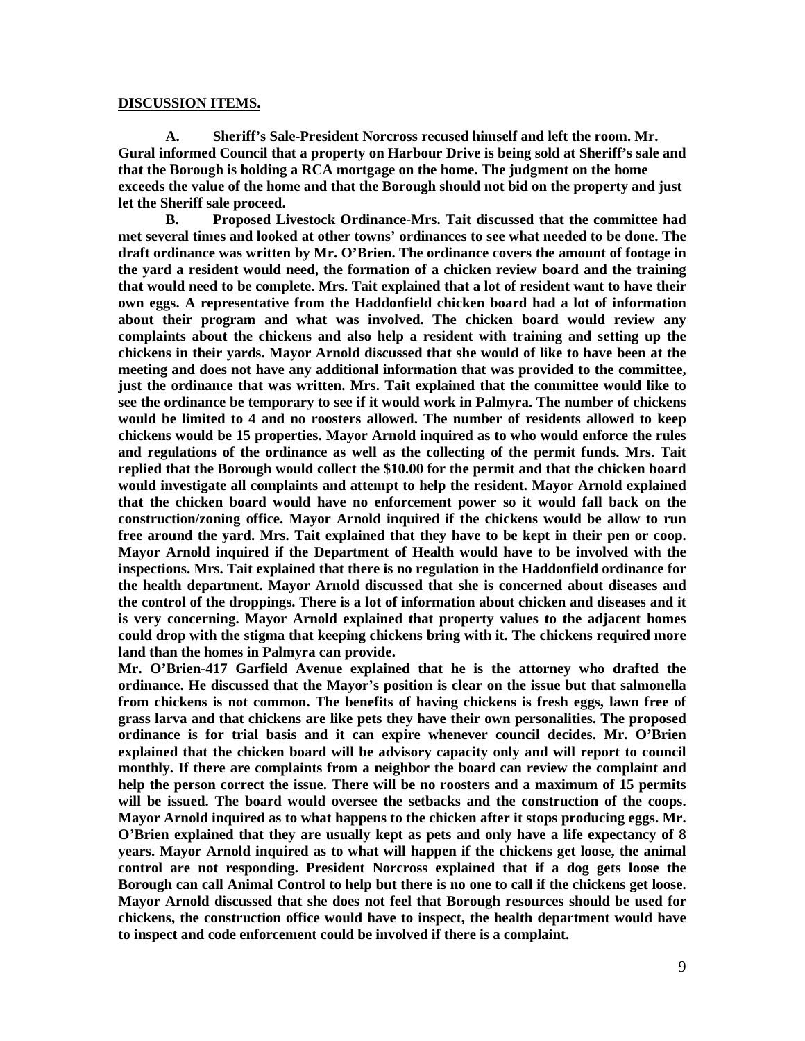**DISCUSSION ITEMS.**

**A. Sheriff's Sale-President Norcross recused himself and left the room. Mr. Gural informed Council that a property on Harbour Drive is being sold at Sheriff's sale and that the Borough is holding a RCA mortgage on the home. The judgment on the home exceeds the value of the home and that the Borough should not bid on the property and just let the Sheriff sale proceed.**

**B. Proposed Livestock Ordinance-Mrs. Tait discussed that the committee had met several times and looked at other towns' ordinances to see what needed to be done. The draft ordinance was written by Mr. O'Brien. The ordinance covers the amount of footage in the yard a resident would need, the formation of a chicken review board and the training that would need to be complete. Mrs. Tait explained that a lot of resident want to have their own eggs. A representative from the Haddonfield chicken board had a lot of information about their program and what was involved. The chicken board would review any complaints about the chickens and also help a resident with training and setting up the chickens in their yards. Mayor Arnold discussed that she would of like to have been at the meeting and does not have any additional information that was provided to the committee, just the ordinance that was written. Mrs. Tait explained that the committee would like to see the ordinance be temporary to see if it would work in Palmyra. The number of chickens would be limited to 4 and no roosters allowed. The number of residents allowed to keep chickens would be 15 properties. Mayor Arnold inquired as to who would enforce the rules and regulations of the ordinance as well as the collecting of the permit funds. Mrs. Tait replied that the Borough would collect the $10.00 for the permit and that the chicken board would investigate all complaints and attempt to help the resident. Mayor Arnold explained that the chicken board would have no enforcement power so it would fall back on the construction/zoning office. Mayor Arnold inquired if the chickens would be allow to run free around the yard. Mrs. Tait explained that they have to be kept in their pen or coop. Mayor Arnold inquired if the Department of Health would have to be involved with the inspections. Mrs. Tait explained that there is no regulation in the Haddonfield ordinance for the health department. Mayor Arnold discussed that she is concerned about diseases and the control of the droppings. There is a lot of information about chicken and diseases and it is very concerning. Mayor Arnold explained that property values to the adjacent homes could drop with the stigma that keeping chickens bring with it. The chickens required more land than the homes in Palmyra can provide.**

**Mr. O'Brien-417 Garfield Avenue explained that he is the attorney who drafted the ordinance. He discussed that the Mayor's position is clear on the issue but that salmonella from chickens is not common. The benefits of having chickens is fresh eggs, lawn free of grass larva and that chickens are like pets they have their own personalities. The proposed ordinance is for trial basis and it can expire whenever council decides. Mr. O'Brien explained that the chicken board will be advisory capacity only and will report to council monthly. If there are complaints from a neighbor the board can review the complaint and help the person correct the issue. There will be no roosters and a maximum of 15 permits will be issued. The board would oversee the setbacks and the construction of the coops. Mayor Arnold inquired as to what happens to the chicken after it stops producing eggs. Mr. O'Brien explained that they are usually kept as pets and only have a life expectancy of 8 years. Mayor Arnold inquired as to what will happen if the chickens get loose, the animal control are not responding. President Norcross explained that if a dog gets loose the Borough can call Animal Control to help but there is no one to call if the chickens get loose. Mayor Arnold discussed that she does not feel that Borough resources should be used for chickens, the construction office would have to inspect, the health department would have to inspect and code enforcement could be involved if there is a complaint.**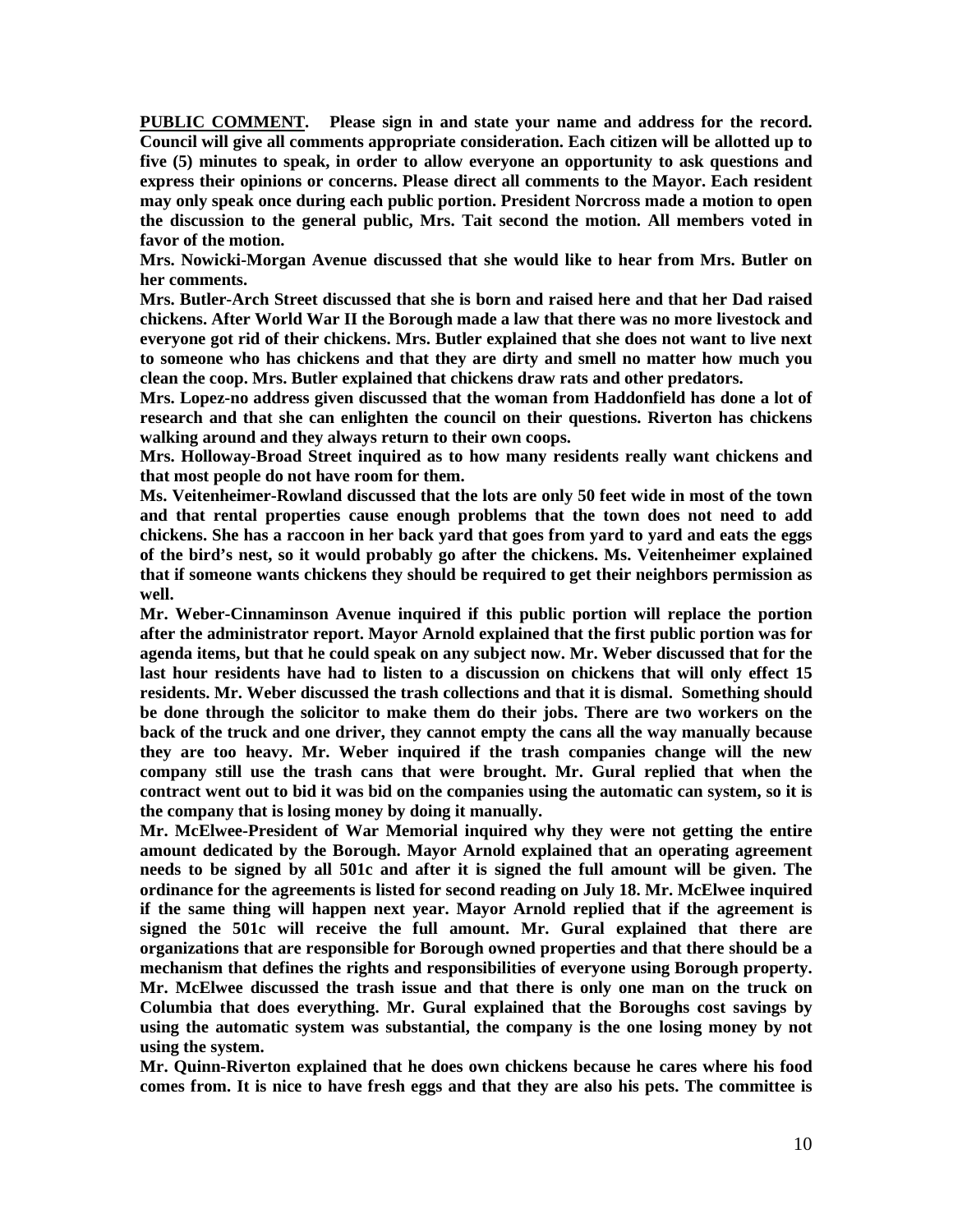**PUBLIC COMMENT. Please sign in and state your name and address for the record. Council will give all comments appropriate consideration. Each citizen will be allotted up to five (5) minutes to speak, in order to allow everyone an opportunity to ask questions and express their opinions or concerns. Please direct all comments to the Mayor. Each resident may only speak once during each public portion. President Norcross made a motion to open the discussion to the general public, Mrs. Tait second the motion. All members voted in favor of the motion.**

**Mrs. Nowicki-Morgan Avenue discussed that she would like to hear from Mrs. Butler on her comments.**

**Mrs. Butler-Arch Street discussed that she is born and raised here and that her Dad raised chickens. After World War II the Borough made a law that there was no more livestock and everyone got rid of their chickens. Mrs. Butler explained that she does not want to live next to someone who has chickens and that they are dirty and smell no matter how much you clean the coop. Mrs. Butler explained that chickens draw rats and other predators.**

**Mrs. Lopez-no address given discussed that the woman from Haddonfield has done a lot of research and that she can enlighten the council on their questions. Riverton has chickens walking around and they always return to their own coops.**

**Mrs. Holloway-Broad Street inquired as to how many residents really want chickens and that most people do not have room for them.**

**Ms. Veitenheimer-Rowland discussed that the lots are only 50 feet wide in most of the town and that rental properties cause enough problems that the town does not need to add chickens. She has a raccoon in her back yard that goes from yard to yard and eats the eggs of the bird's nest, so it would probably go after the chickens. Ms. Veitenheimer explained that if someone wants chickens they should be required to get their neighbors permission as well.**

**Mr. Weber-Cinnaminson Avenue inquired if this public portion will replace the portion after the administrator report. Mayor Arnold explained that the first public portion was for agenda items, but that he could speak on any subject now. Mr. Weber discussed that for the last hour residents have had to listen to a discussion on chickens that will only effect 15 residents. Mr. Weber discussed the trash collections and that it is dismal. Something should be done through the solicitor to make them do their jobs. There are two workers on the back of the truck and one driver, they cannot empty the cans all the way manually because they are too heavy. Mr. Weber inquired if the trash companies change will the new company still use the trash cans that were brought. Mr. Gural replied that when the contract went out to bid it was bid on the companies using the automatic can system, so it is the company that is losing money by doing it manually.**

**Mr. McElwee-President of War Memorial inquired why they were not getting the entire amount dedicated by the Borough. Mayor Arnold explained that an operating agreement needs to be signed by all 501c and after it is signed the full amount will be given. The ordinance for the agreements is listed for second reading on July 18. Mr. McElwee inquired if the same thing will happen next year. Mayor Arnold replied that if the agreement is signed the 501c will receive the full amount. Mr. Gural explained that there are organizations that are responsible for Borough owned properties and that there should be a mechanism that defines the rights and responsibilities of everyone using Borough property. Mr. McElwee discussed the trash issue and that there is only one man on the truck on Columbia that does everything. Mr. Gural explained that the Boroughs cost savings by using the automatic system was substantial, the company is the one losing money by not using the system.**

**Mr. Quinn-Riverton explained that he does own chickens because he cares where his food comes from. It is nice to have fresh eggs and that they are also his pets. The committee is**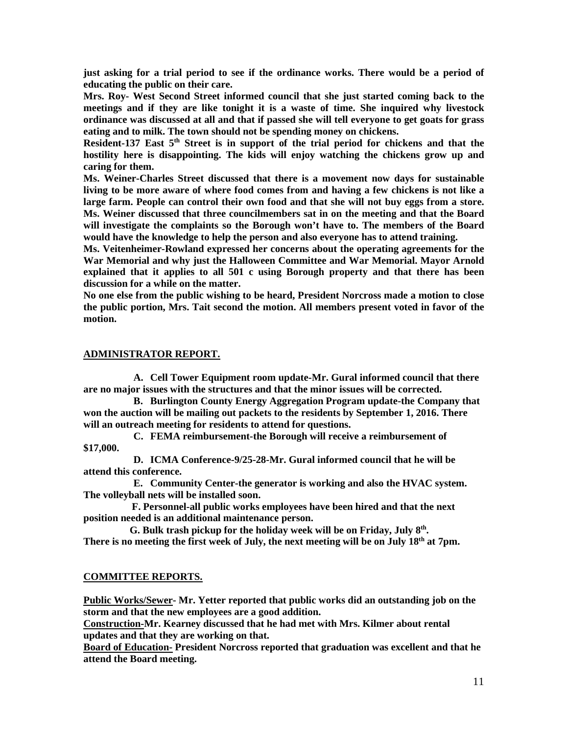**just asking for a trial period to see if the ordinance works. There would be a period of educating the public on their care.**

**Mrs. Roy- West Second Street informed council that she just started coming back to the meetings and if they are like tonight it is a waste of time. She inquired why livestock ordinance was discussed at all and that if passed she will tell everyone to get goats for grass eating and to milk. The town should not be spending money on chickens.**

**Resident-137 East 5th Street is in support of the trial period for chickens and that the hostility here is disappointing. The kids will enjoy watching the chickens grow up and caring for them.**

**Ms. Weiner-Charles Street discussed that there is a movement now days for sustainable living to be more aware of where food comes from and having a few chickens is not like a large farm. People can control their own food and that she will not buy eggs from a store. Ms. Weiner discussed that three councilmembers sat in on the meeting and that the Board will investigate the complaints so the Borough won't have to. The members of the Board would have the knowledge to help the person and also everyone has to attend training.**

**Ms. Veitenheimer-Rowland expressed her concerns about the operating agreements for the War Memorial and why just the Halloween Committee and War Memorial. Mayor Arnold explained that it applies to all 501 c using Borough property and that there has been discussion for a while on the matter.**

**No one else from the public wishing to be heard, President Norcross made a motion to close the public portion, Mrs. Tait second the motion. All members present voted in favor of the motion.**

## ADMINISTRATOR REPORT.

**A. Cell Tower Equipment room update-Mr. Gural informed council that there are no major issues with the structures and that the minor issues will be corrected.**

**B. Burlington County Energy Aggregation Program update-the Company that won the auction will be mailing out packets to the residents by September 1, 2016. There will an outreach meeting for residents to attend for questions.**

**C. FEMA reimbursement-the Borough will receive a reimbursement of $17,000.**

**D. ICMA Conference-9/25-28-Mr. Gural informed council that he will be attend this conference.**

**E. Community Center-the generator is working and also the HVAC system. The volleyball nets will be installed soon.**

**F. Personnel-all public works employees have been hired and that the next position needed is an additional maintenance person.**

**G. Bulk trash pickup for the holiday week will be on Friday, July 8th.**

**There is no meeting the first week of July, the next meeting will be on July 18th at 7pm.**

## COMMITTEE REPORTS.

**Public Works/Sewer- Mr. Yetter reported that public works did an outstanding job on the storm and that the new employees are a good addition.**

**Construction-Mr. Kearney discussed that he had met with Mrs. Kilmer about rental updates and that they are working on that.**

**Board of Education- President Norcross reported that graduation was excellent and that he attend the Board meeting.**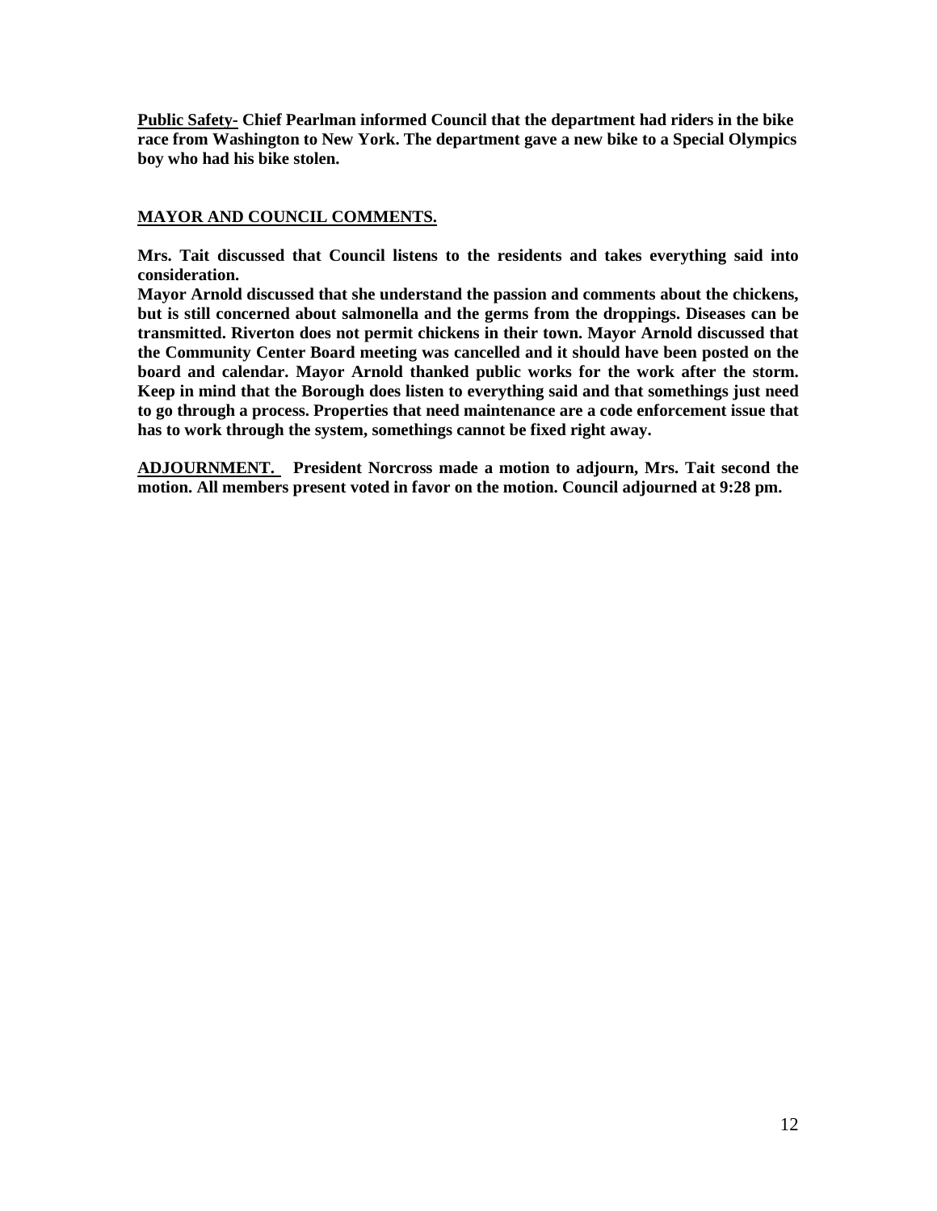**Public Safety- Chief Pearlman informed Council that the department had riders in the bike race from Washington to New York. The department gave a new bike to a Special Olympics boy who had his bike stolen.**

**MAYOR AND COUNCIL COMMENTS.**

**Mrs. Tait discussed that Council listens to the residents and takes everything said into consideration.**
**Mayor Arnold discussed that she understand the passion and comments about the chickens, but is still concerned about salmonella and the germs from the droppings. Diseases can be transmitted. Riverton does not permit chickens in their town. Mayor Arnold discussed that the Community Center Board meeting was cancelled and it should have been posted on the board and calendar. Mayor Arnold thanked public works for the work after the storm. Keep in mind that the Borough does listen to everything said and that somethings just need to go through a process. Properties that need maintenance are a code enforcement issue that has to work through the system, somethings cannot be fixed right away.**

**ADJOURNMENT. President Norcross made a motion to adjourn, Mrs. Tait second the motion. All members present voted in favor on the motion. Council adjourned at 9:28 pm.**